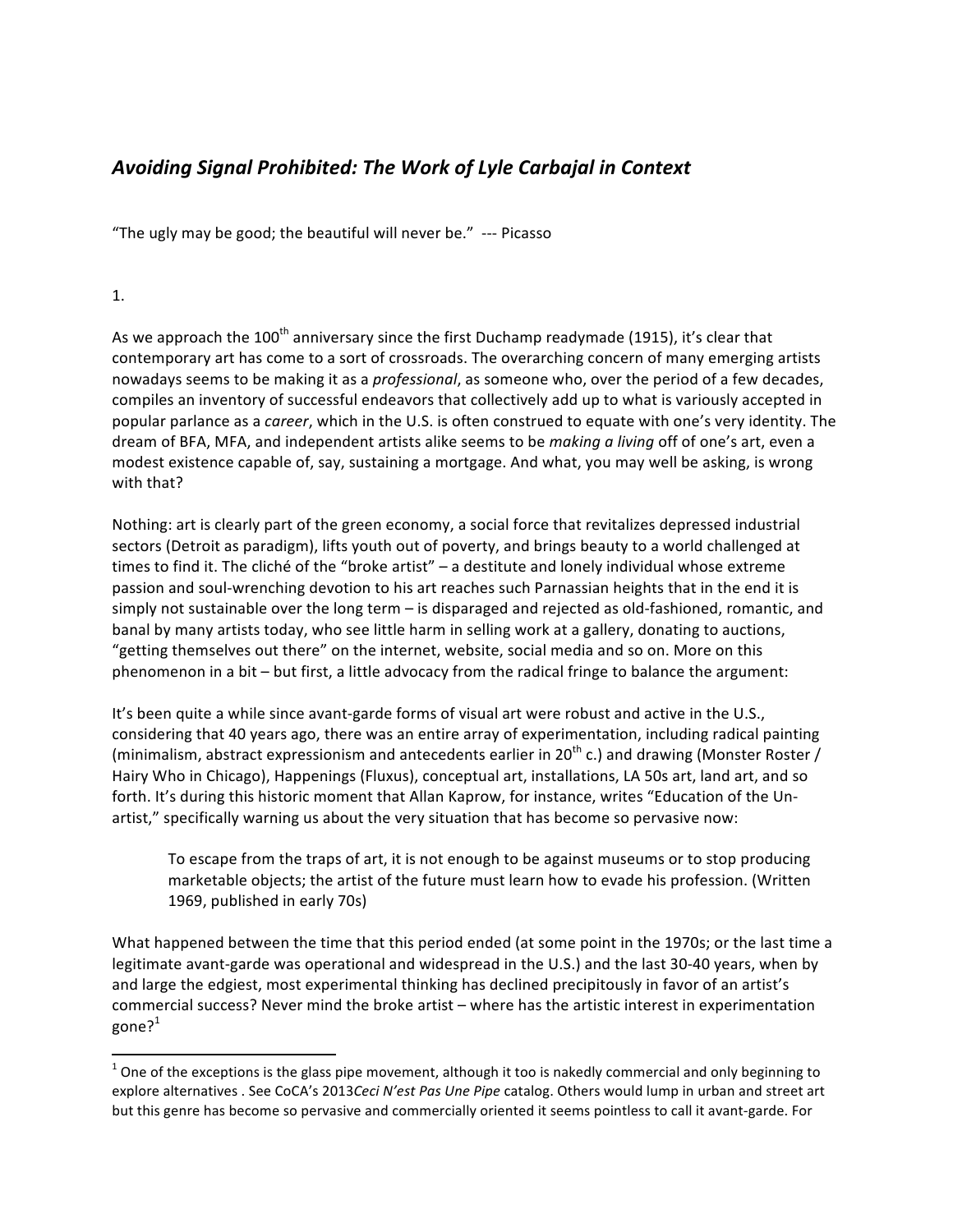## *Avoiding Signal Prohibited: The Work of Lyle Carbajal in Context*

"The ugly may be good; the beautiful will never be." --- Picasso

1.

As we approach the 100th anniversary since the first Duchamp readymade (1915), it's clear that contemporary art has come to a sort of crossroads. The overarching concern of many emerging artists nowadays seems to be making it as a *professional*, as someone who, over the period of a few decades, compiles an inventory of successful endeavors that collectively add up to what is variously accepted in popular parlance as a *career*, which in the U.S. is often construed to equate with one's very identity. The dream of BFA, MFA, and independent artists alike seems to be *making a living* off of one's art, even a modest existence capable of, say, sustaining a mortgage. And what, you may well be asking, is wrong with that?

Nothing: art is clearly part of the green economy, a social force that revitalizes depressed industrial sectors (Detroit as paradigm), lifts youth out of poverty, and brings beauty to a world challenged at times to find it. The cliché of the "broke artist" – a destitute and lonely individual whose extreme passion and soul-wrenching devotion to his art reaches such Parnassian heights that in the end it is simply not sustainable over the long term – is disparaged and rejected as old-fashioned, romantic, and banal by many artists today, who see little harm in selling work at a gallery, donating to auctions, "getting themselves out there" on the internet, website, social media and so on. More on this phenomenon in a bit – but first, a little advocacy from the radical fringe to balance the argument:

It's been quite a while since avant-garde forms of visual art were robust and active in the U.S., considering that 40 years ago, there was an entire array of experimentation, including radical painting (minimalism, abstract expressionism and antecedents earlier in 20th c.) and drawing (Monster Roster / Hairy Who in Chicago), Happenings (Fluxus), conceptual art, installations, LA 50s art, land art, and so forth. It's during this historic moment that Allan Kaprow, for instance, writes "Education of the Un-artist," specifically warning us about the very situation that has become so pervasive now:

> To escape from the traps of art, it is not enough to be against museums or to stop producing marketable objects; the artist of the future must learn how to evade his profession. (Written 1969, published in early 70s)

What happened between the time that this period ended (at some point in the 1970s; or the last time a legitimate avant-garde was operational and widespread in the U.S.) and the last 30-40 years, when by and large the edgiest, most experimental thinking has declined precipitously in favor of an artist's commercial success? Never mind the broke artist – where has the artistic interest in experimentation gone?[1]

[1] One of the exceptions is the glass pipe movement, although it too is nakedly commercial and only beginning to explore alternatives . See CoCA's 2013*Ceci N'est Pas Une Pipe* catalog. Others would lump in urban and street art but this genre has become so pervasive and commercially oriented it seems pointless to call it avant-garde. For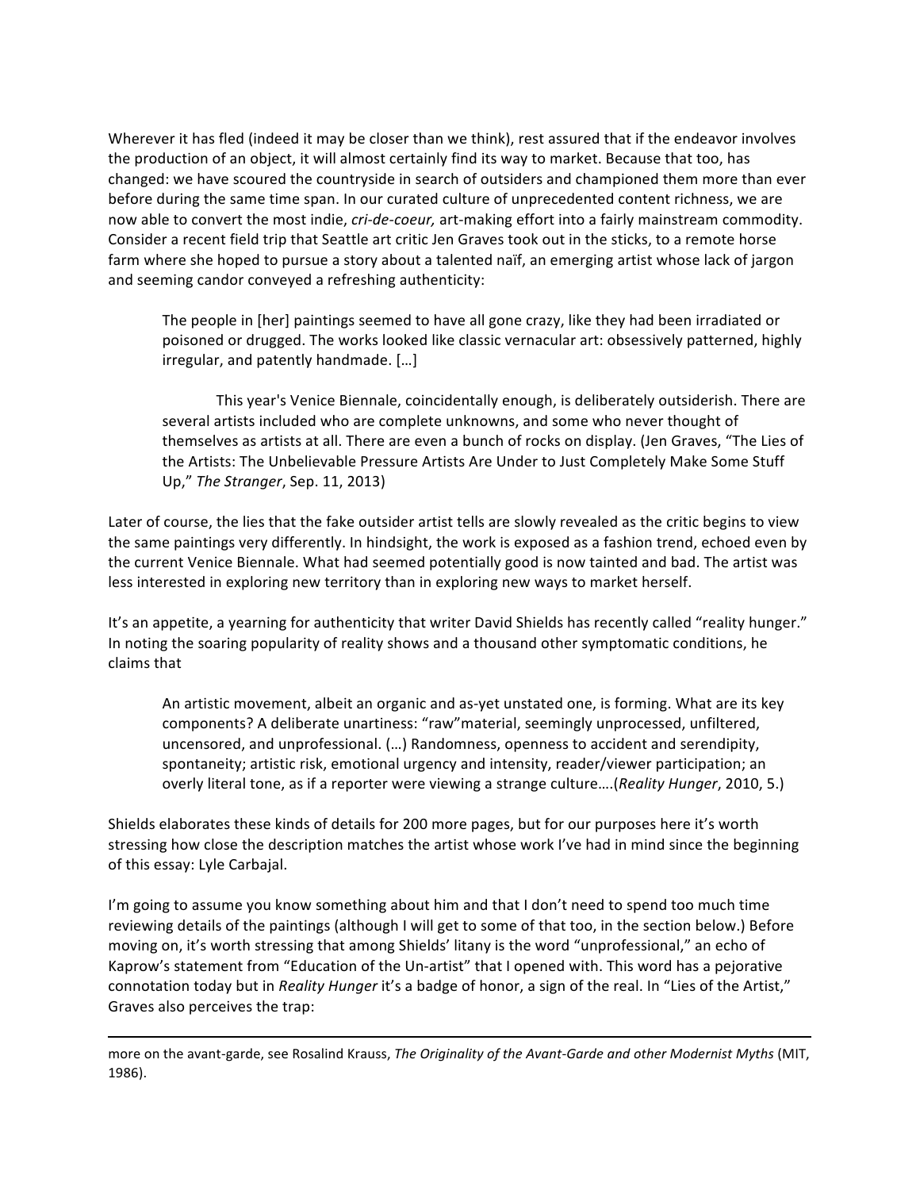Wherever it has fled (indeed it may be closer than we think), rest assured that if the endeavor involves the production of an object, it will almost certainly find its way to market. Because that too, has changed: we have scoured the countryside in search of outsiders and championed them more than ever before during the same time span. In our curated culture of unprecedented content richness, we are now able to convert the most indie, *cri-de-coeur,* art-making effort into a fairly mainstream commodity. Consider a recent field trip that Seattle art critic Jen Graves took out in the sticks, to a remote horse farm where she hoped to pursue a story about a talented naïf, an emerging artist whose lack of jargon and seeming candor conveyed a refreshing authenticity:

> The people in [her] paintings seemed to have all gone crazy, like they had been irradiated or poisoned or drugged. The works looked like classic vernacular art: obsessively patterned, highly irregular, and patently handmade. […]
>
> This year's Venice Biennale, coincidentally enough, is deliberately outsiderish. There are several artists included who are complete unknowns, and some who never thought of themselves as artists at all. There are even a bunch of rocks on display. (Jen Graves, "The Lies of the Artists: The Unbelievable Pressure Artists Are Under to Just Completely Make Some Stuff Up," *The Stranger*, Sep. 11, 2013)

Later of course, the lies that the fake outsider artist tells are slowly revealed as the critic begins to view the same paintings very differently. In hindsight, the work is exposed as a fashion trend, echoed even by the current Venice Biennale. What had seemed potentially good is now tainted and bad. The artist was less interested in exploring new territory than in exploring new ways to market herself.

It's an appetite, a yearning for authenticity that writer David Shields has recently called "reality hunger." In noting the soaring popularity of reality shows and a thousand other symptomatic conditions, he claims that

> An artistic movement, albeit an organic and as-yet unstated one, is forming. What are its key components? A deliberate unartiness: "raw"material, seemingly unprocessed, unfiltered, uncensored, and unprofessional. (…) Randomness, openness to accident and serendipity, spontaneity; artistic risk, emotional urgency and intensity, reader/viewer participation; an overly literal tone, as if a reporter were viewing a strange culture….(*Reality Hunger*, 2010, 5.)

Shields elaborates these kinds of details for 200 more pages, but for our purposes here it's worth stressing how close the description matches the artist whose work I've had in mind since the beginning of this essay: Lyle Carbajal.

I'm going to assume you know something about him and that I don't need to spend too much time reviewing details of the paintings (although I will get to some of that too, in the section below.) Before moving on, it's worth stressing that among Shields' litany is the word "unprofessional," an echo of Kaprow's statement from "Education of the Un-artist" that I opened with. This word has a pejorative connotation today but in *Reality Hunger* it's a badge of honor, a sign of the real. In "Lies of the Artist," Graves also perceives the trap:

---

more on the avant-garde, see Rosalind Krauss, *The Originality of the Avant-Garde and other Modernist Myths* (MIT, 1986).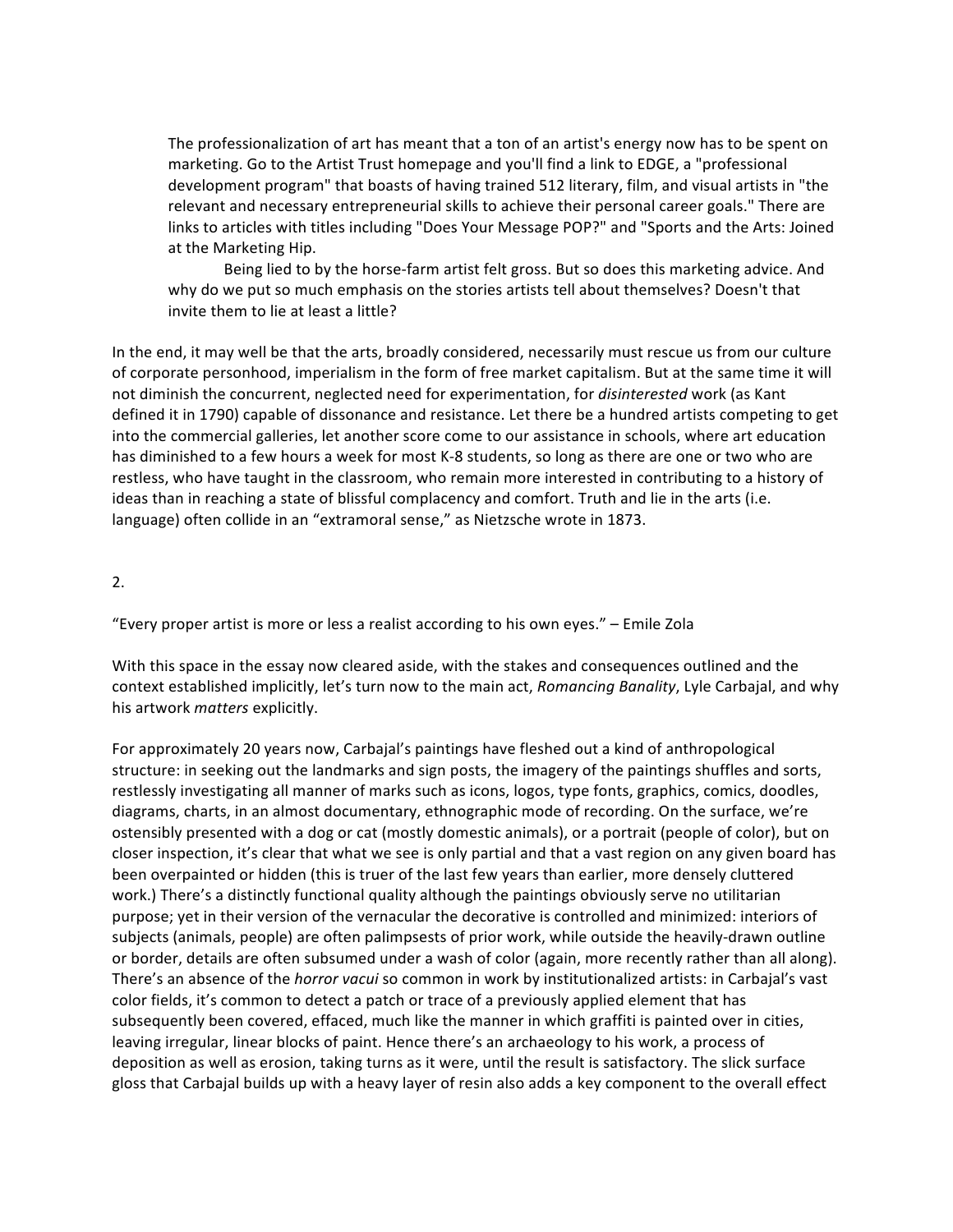> The professionalization of art has meant that a ton of an artist's energy now has to be spent on marketing. Go to the Artist Trust homepage and you'll find a link to EDGE, a "professional development program" that boasts of having trained 512 literary, film, and visual artists in "the relevant and necessary entrepreneurial skills to achieve their personal career goals." There are links to articles with titles including "Does Your Message POP?" and "Sports and the Arts: Joined at the Marketing Hip.
>
> Being lied to by the horse-farm artist felt gross. But so does this marketing advice. And why do we put so much emphasis on the stories artists tell about themselves? Doesn't that invite them to lie at least a little?

In the end, it may well be that the arts, broadly considered, necessarily must rescue us from our culture of corporate personhood, imperialism in the form of free market capitalism. But at the same time it will not diminish the concurrent, neglected need for experimentation, for *disinterested* work (as Kant defined it in 1790) capable of dissonance and resistance. Let there be a hundred artists competing to get into the commercial galleries, let another score come to our assistance in schools, where art education has diminished to a few hours a week for most K-8 students, so long as there are one or two who are restless, who have taught in the classroom, who remain more interested in contributing to a history of ideas than in reaching a state of blissful complacency and comfort. Truth and lie in the arts (i.e. language) often collide in an "extramoral sense," as Nietzsche wrote in 1873.

## 2.

"Every proper artist is more or less a realist according to his own eyes." – Emile Zola

With this space in the essay now cleared aside, with the stakes and consequences outlined and the context established implicitly, let's turn now to the main act, *Romancing Banality*, Lyle Carbajal, and why his artwork *matters* explicitly.

For approximately 20 years now, Carbajal's paintings have fleshed out a kind of anthropological structure: in seeking out the landmarks and sign posts, the imagery of the paintings shuffles and sorts, restlessly investigating all manner of marks such as icons, logos, type fonts, graphics, comics, doodles, diagrams, charts, in an almost documentary, ethnographic mode of recording. On the surface, we're ostensibly presented with a dog or cat (mostly domestic animals), or a portrait (people of color), but on closer inspection, it's clear that what we see is only partial and that a vast region on any given board has been overpainted or hidden (this is truer of the last few years than earlier, more densely cluttered work.) There's a distinctly functional quality although the paintings obviously serve no utilitarian purpose; yet in their version of the vernacular the decorative is controlled and minimized: interiors of subjects (animals, people) are often palimpsests of prior work, while outside the heavily-drawn outline or border, details are often subsumed under a wash of color (again, more recently rather than all along). There's an absence of the *horror vacui* so common in work by institutionalized artists: in Carbajal's vast color fields, it's common to detect a patch or trace of a previously applied element that has subsequently been covered, effaced, much like the manner in which graffiti is painted over in cities, leaving irregular, linear blocks of paint. Hence there's an archaeology to his work, a process of deposition as well as erosion, taking turns as it were, until the result is satisfactory. The slick surface gloss that Carbajal builds up with a heavy layer of resin also adds a key component to the overall effect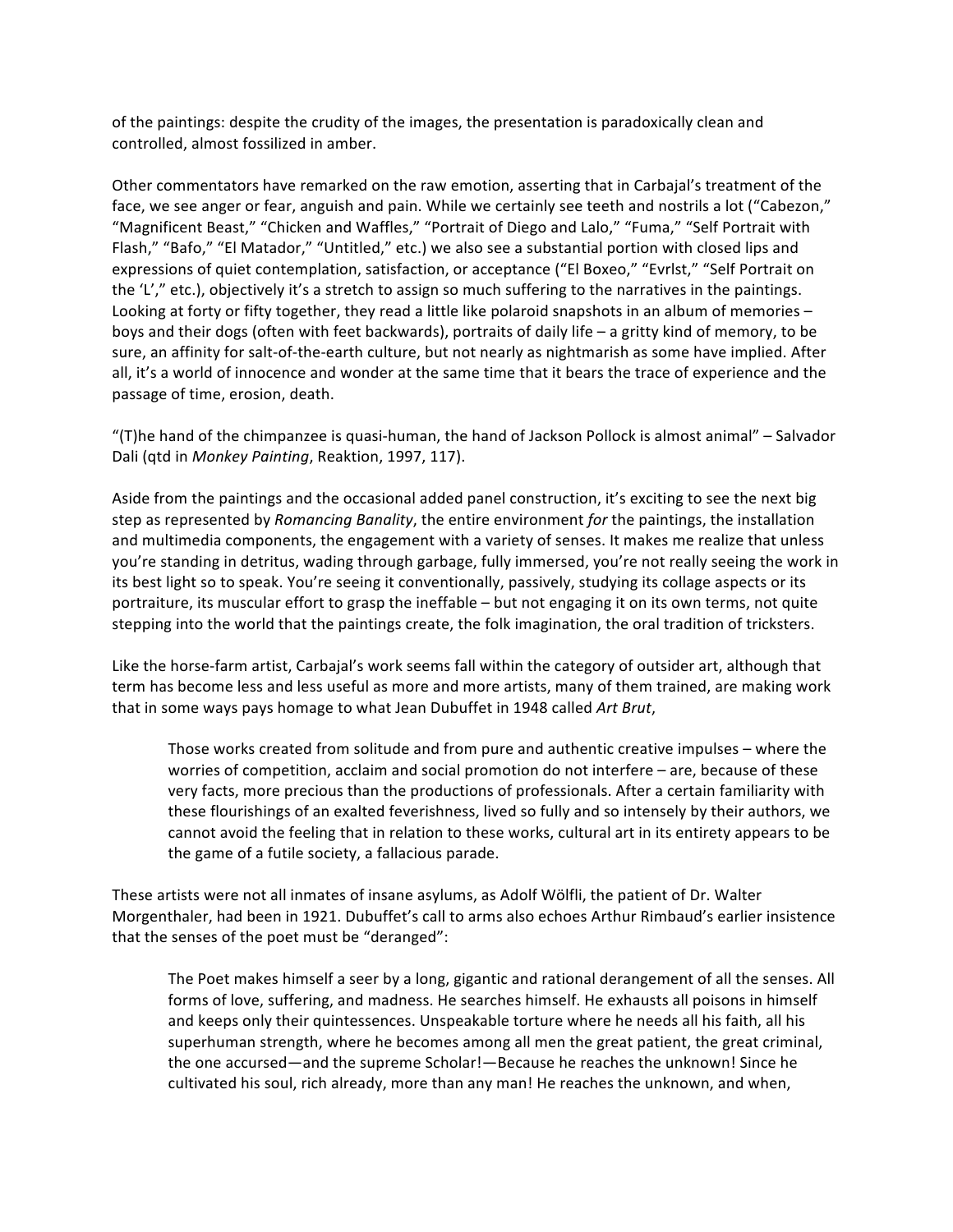of the paintings: despite the crudity of the images, the presentation is paradoxically clean and controlled, almost fossilized in amber.

Other commentators have remarked on the raw emotion, asserting that in Carbajal's treatment of the face, we see anger or fear, anguish and pain. While we certainly see teeth and nostrils a lot ("Cabezon," "Magnificent Beast," "Chicken and Waffles," "Portrait of Diego and Lalo," "Fuma," "Self Portrait with Flash," "Bafo," "El Matador," "Untitled," etc.) we also see a substantial portion with closed lips and expressions of quiet contemplation, satisfaction, or acceptance ("El Boxeo," "Evrlst," "Self Portrait on the 'L'," etc.), objectively it's a stretch to assign so much suffering to the narratives in the paintings. Looking at forty or fifty together, they read a little like polaroid snapshots in an album of memories – boys and their dogs (often with feet backwards), portraits of daily life – a gritty kind of memory, to be sure, an affinity for salt-of-the-earth culture, but not nearly as nightmarish as some have implied. After all, it's a world of innocence and wonder at the same time that it bears the trace of experience and the passage of time, erosion, death.

"(T)he hand of the chimpanzee is quasi-human, the hand of Jackson Pollock is almost animal" – Salvador Dali (qtd in *Monkey Painting*, Reaktion, 1997, 117).

Aside from the paintings and the occasional added panel construction, it's exciting to see the next big step as represented by *Romancing Banality*, the entire environment *for* the paintings, the installation and multimedia components, the engagement with a variety of senses. It makes me realize that unless you're standing in detritus, wading through garbage, fully immersed, you're not really seeing the work in its best light so to speak. You're seeing it conventionally, passively, studying its collage aspects or its portraiture, its muscular effort to grasp the ineffable – but not engaging it on its own terms, not quite stepping into the world that the paintings create, the folk imagination, the oral tradition of tricksters.

Like the horse-farm artist, Carbajal's work seems fall within the category of outsider art, although that term has become less and less useful as more and more artists, many of them trained, are making work that in some ways pays homage to what Jean Dubuffet in 1948 called *Art Brut*,

> Those works created from solitude and from pure and authentic creative impulses – where the worries of competition, acclaim and social promotion do not interfere – are, because of these very facts, more precious than the productions of professionals. After a certain familiarity with these flourishings of an exalted feverishness, lived so fully and so intensely by their authors, we cannot avoid the feeling that in relation to these works, cultural art in its entirety appears to be the game of a futile society, a fallacious parade.

These artists were not all inmates of insane asylums, as Adolf Wölfli, the patient of Dr. Walter Morgenthaler, had been in 1921. Dubuffet's call to arms also echoes Arthur Rimbaud's earlier insistence that the senses of the poet must be "deranged":

> The Poet makes himself a seer by a long, gigantic and rational derangement of all the senses. All forms of love, suffering, and madness. He searches himself. He exhausts all poisons in himself and keeps only their quintessences. Unspeakable torture where he needs all his faith, all his superhuman strength, where he becomes among all men the great patient, the great criminal, the one accursed—and the supreme Scholar!—Because he reaches the unknown! Since he cultivated his soul, rich already, more than any man! He reaches the unknown, and when,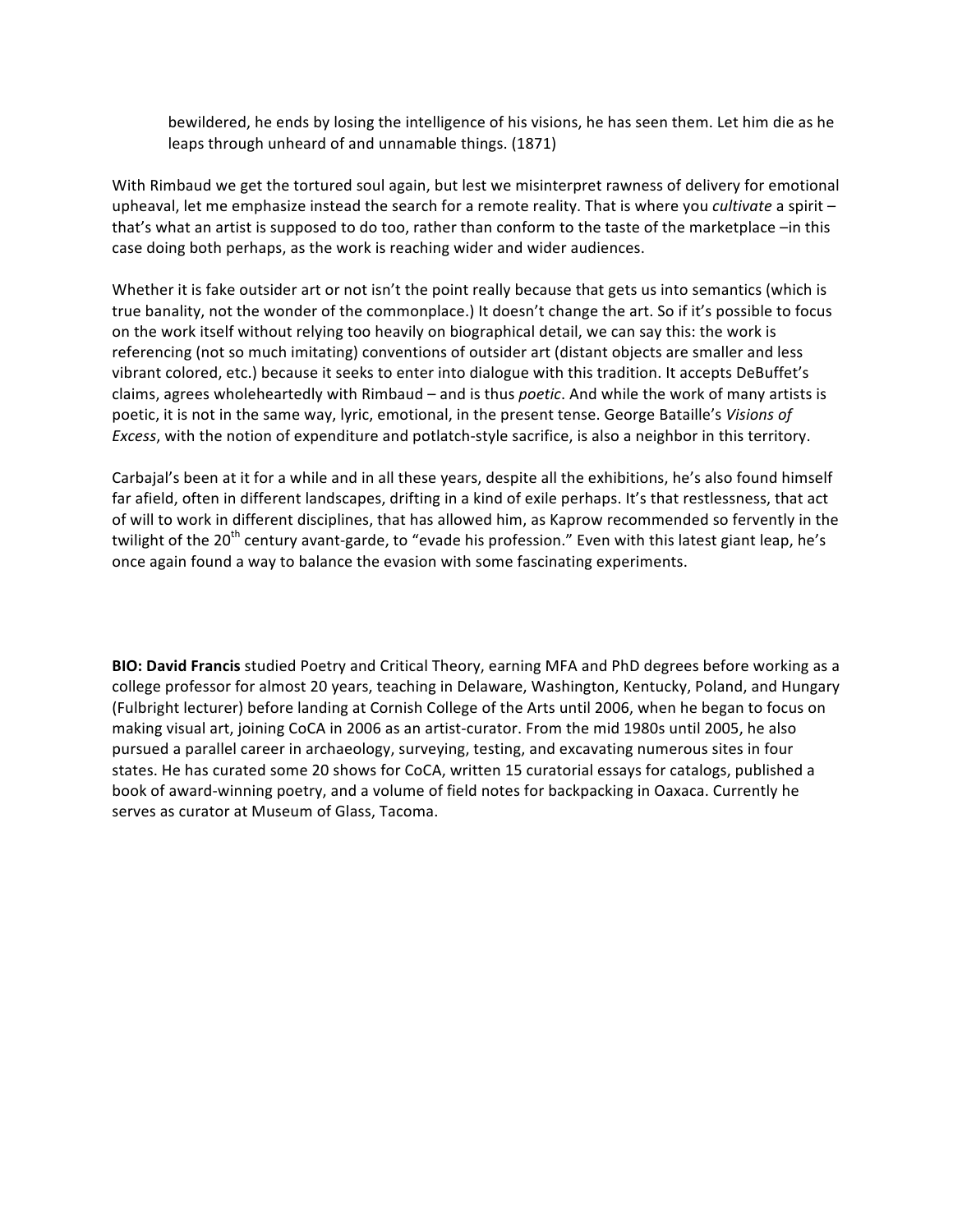> bewildered, he ends by losing the intelligence of his visions, he has seen them. Let him die as he leaps through unheard of and unnamable things. (1871)

With Rimbaud we get the tortured soul again, but lest we misinterpret rawness of delivery for emotional upheaval, let me emphasize instead the search for a remote reality. That is where you *cultivate* a spirit – that's what an artist is supposed to do too, rather than conform to the taste of the marketplace –in this case doing both perhaps, as the work is reaching wider and wider audiences.

Whether it is fake outsider art or not isn't the point really because that gets us into semantics (which is true banality, not the wonder of the commonplace.) It doesn't change the art. So if it's possible to focus on the work itself without relying too heavily on biographical detail, we can say this: the work is referencing (not so much imitating) conventions of outsider art (distant objects are smaller and less vibrant colored, etc.) because it seeks to enter into dialogue with this tradition. It accepts DeBuffet's claims, agrees wholeheartedly with Rimbaud – and is thus *poetic*. And while the work of many artists is poetic, it is not in the same way, lyric, emotional, in the present tense. George Bataille's *Visions of Excess*, with the notion of expenditure and potlatch-style sacrifice, is also a neighbor in this territory.

Carbajal's been at it for a while and in all these years, despite all the exhibitions, he's also found himself far afield, often in different landscapes, drifting in a kind of exile perhaps. It's that restlessness, that act of will to work in different disciplines, that has allowed him, as Kaprow recommended so fervently in the twilight of the 20th century avant-garde, to "evade his profession." Even with this latest giant leap, he's once again found a way to balance the evasion with some fascinating experiments.

**BIO: David Francis** studied Poetry and Critical Theory, earning MFA and PhD degrees before working as a college professor for almost 20 years, teaching in Delaware, Washington, Kentucky, Poland, and Hungary (Fulbright lecturer) before landing at Cornish College of the Arts until 2006, when he began to focus on making visual art, joining CoCA in 2006 as an artist-curator. From the mid 1980s until 2005, he also pursued a parallel career in archaeology, surveying, testing, and excavating numerous sites in four states. He has curated some 20 shows for CoCA, written 15 curatorial essays for catalogs, published a book of award-winning poetry, and a volume of field notes for backpacking in Oaxaca. Currently he serves as curator at Museum of Glass, Tacoma.